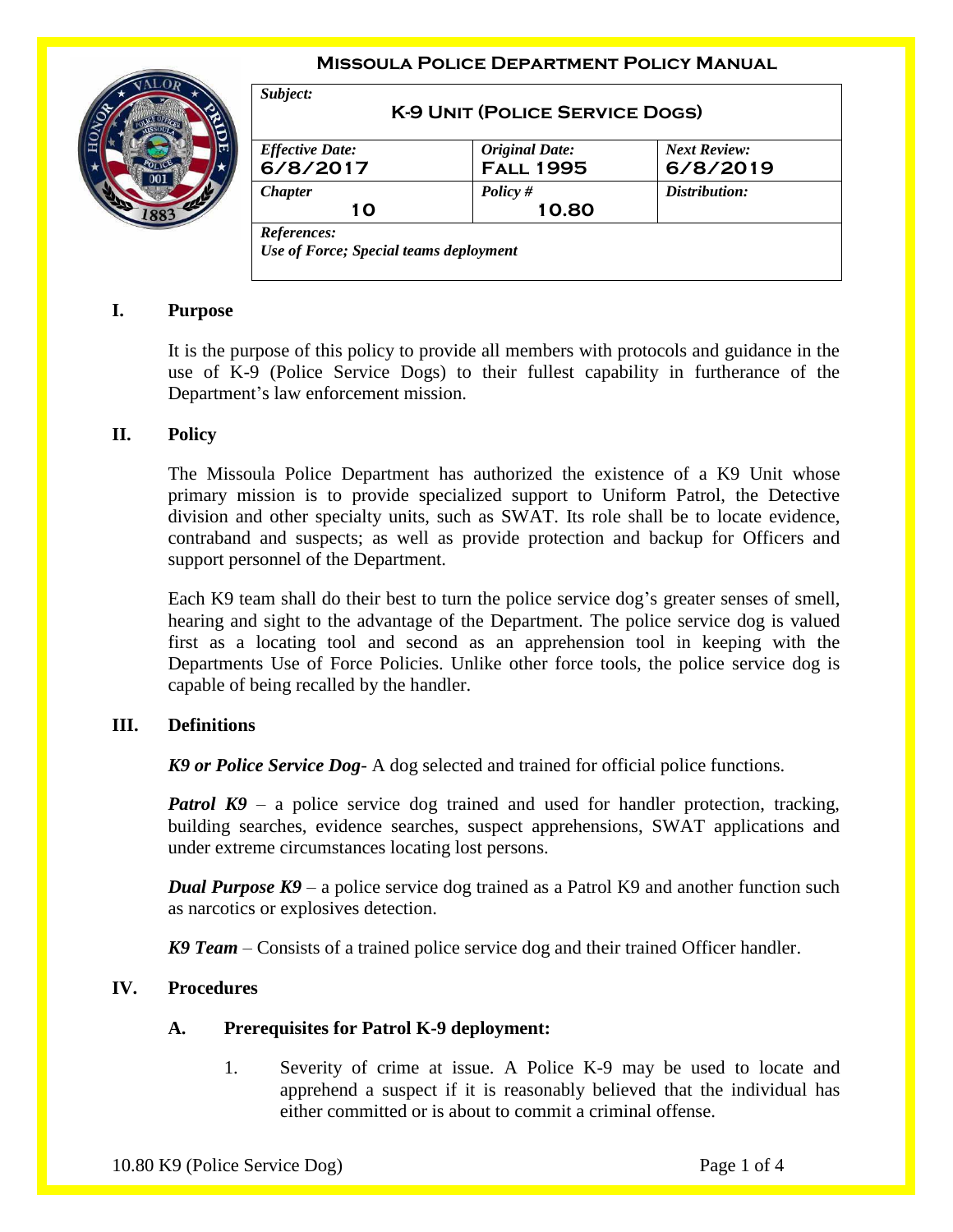# Missoula Police Department Policy Manual

| *Subject:* **K-9 Unit (Police Service Dogs)** | | |
|---|---|---|
| *Effective Date:* **6/8/2017** | *Original Date:* **Fall 1995** | *Next Review:* **6/8/2019** |
| *Chapter* **10** | *Policy #* **10.80** | *Distribution:* |
| *References:* *Use of Force; Special teams deployment* | | |

## I. Purpose

It is the purpose of this policy to provide all members with protocols and guidance in the use of K-9 (Police Service Dogs) to their fullest capability in furtherance of the Department's law enforcement mission.

## II. Policy

The Missoula Police Department has authorized the existence of a K9 Unit whose primary mission is to provide specialized support to Uniform Patrol, the Detective division and other specialty units, such as SWAT. Its role shall be to locate evidence, contraband and suspects; as well as provide protection and backup for Officers and support personnel of the Department.

Each K9 team shall do their best to turn the police service dog's greater senses of smell, hearing and sight to the advantage of the Department. The police service dog is valued first as a locating tool and second as an apprehension tool in keeping with the Departments Use of Force Policies. Unlike other force tools, the police service dog is capable of being recalled by the handler.

## III. Definitions

***K9 or Police Service Dog***- A dog selected and trained for official police functions.

***Patrol K9*** – a police service dog trained and used for handler protection, tracking, building searches, evidence searches, suspect apprehensions, SWAT applications and under extreme circumstances locating lost persons.

***Dual Purpose K9*** – a police service dog trained as a Patrol K9 and another function such as narcotics or explosives detection.

***K9 Team*** – Consists of a trained police service dog and their trained Officer handler.

## IV. Procedures

### A. Prerequisites for Patrol K-9 deployment:

1. Severity of crime at issue. A Police K-9 may be used to locate and apprehend a suspect if it is reasonably believed that the individual has either committed or is about to commit a criminal offense.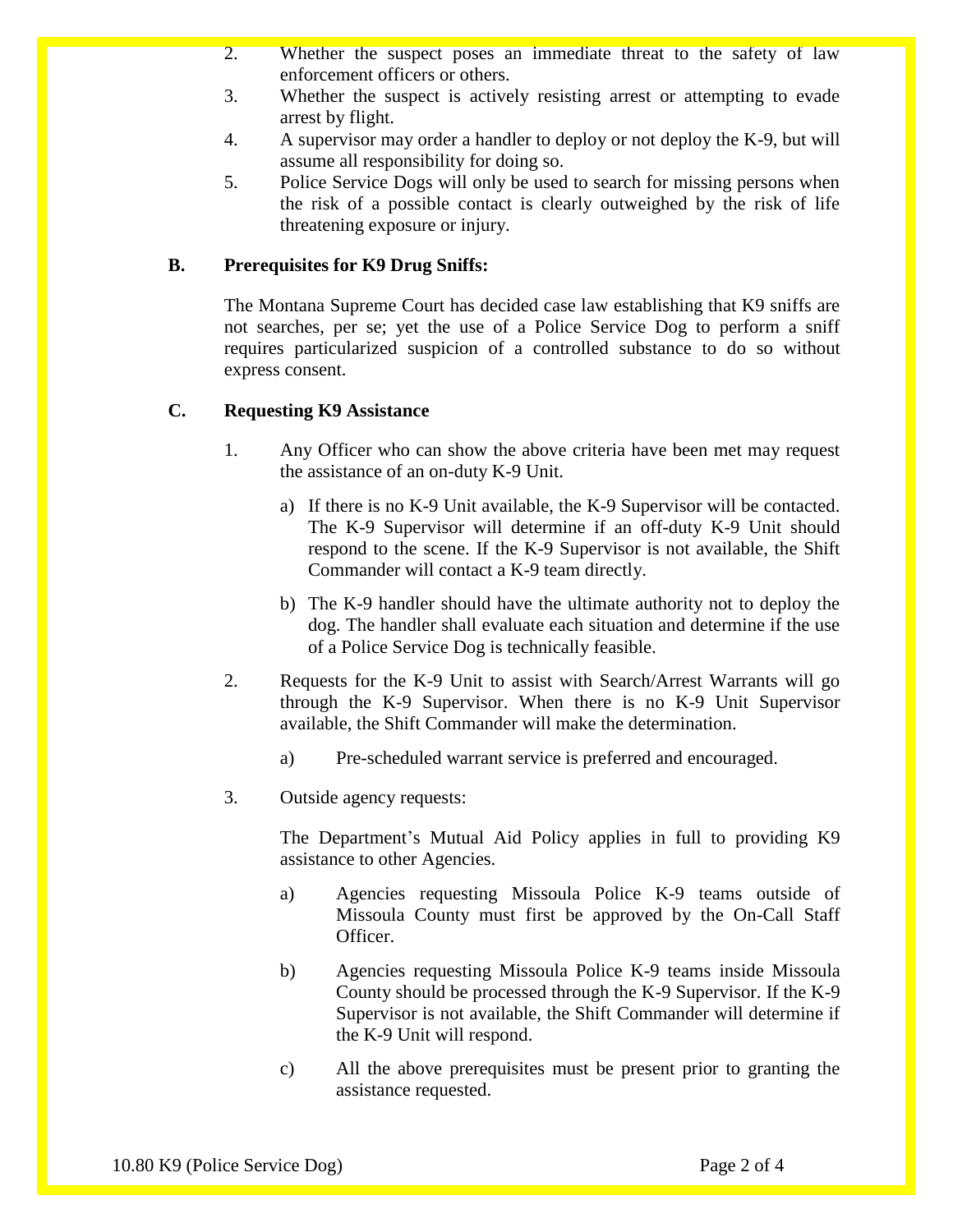2. Whether the suspect poses an immediate threat to the safety of law enforcement officers or others.
3. Whether the suspect is actively resisting arrest or attempting to evade arrest by flight.
4. A supervisor may order a handler to deploy or not deploy the K-9, but will assume all responsibility for doing so.
5. Police Service Dogs will only be used to search for missing persons when the risk of a possible contact is clearly outweighed by the risk of life threatening exposure or injury.

**B. Prerequisites for K9 Drug Sniffs:**

The Montana Supreme Court has decided case law establishing that K9 sniffs are not searches, per se; yet the use of a Police Service Dog to perform a sniff requires particularized suspicion of a controlled substance to do so without express consent.

**C. Requesting K9 Assistance**

1. Any Officer who can show the above criteria have been met may request the assistance of an on-duty K-9 Unit.

   a) If there is no K-9 Unit available, the K-9 Supervisor will be contacted. The K-9 Supervisor will determine if an off-duty K-9 Unit should respond to the scene. If the K-9 Supervisor is not available, the Shift Commander will contact a K-9 team directly.

   b) The K-9 handler should have the ultimate authority not to deploy the dog. The handler shall evaluate each situation and determine if the use of a Police Service Dog is technically feasible.

2. Requests for the K-9 Unit to assist with Search/Arrest Warrants will go through the K-9 Supervisor. When there is no K-9 Unit Supervisor available, the Shift Commander will make the determination.

   a) Pre-scheduled warrant service is preferred and encouraged.

3. Outside agency requests:

   The Department's Mutual Aid Policy applies in full to providing K9 assistance to other Agencies.

   a) Agencies requesting Missoula Police K-9 teams outside of Missoula County must first be approved by the On-Call Staff Officer.

   b) Agencies requesting Missoula Police K-9 teams inside Missoula County should be processed through the K-9 Supervisor. If the K-9 Supervisor is not available, the Shift Commander will determine if the K-9 Unit will respond.

   c) All the above prerequisites must be present prior to granting the assistance requested.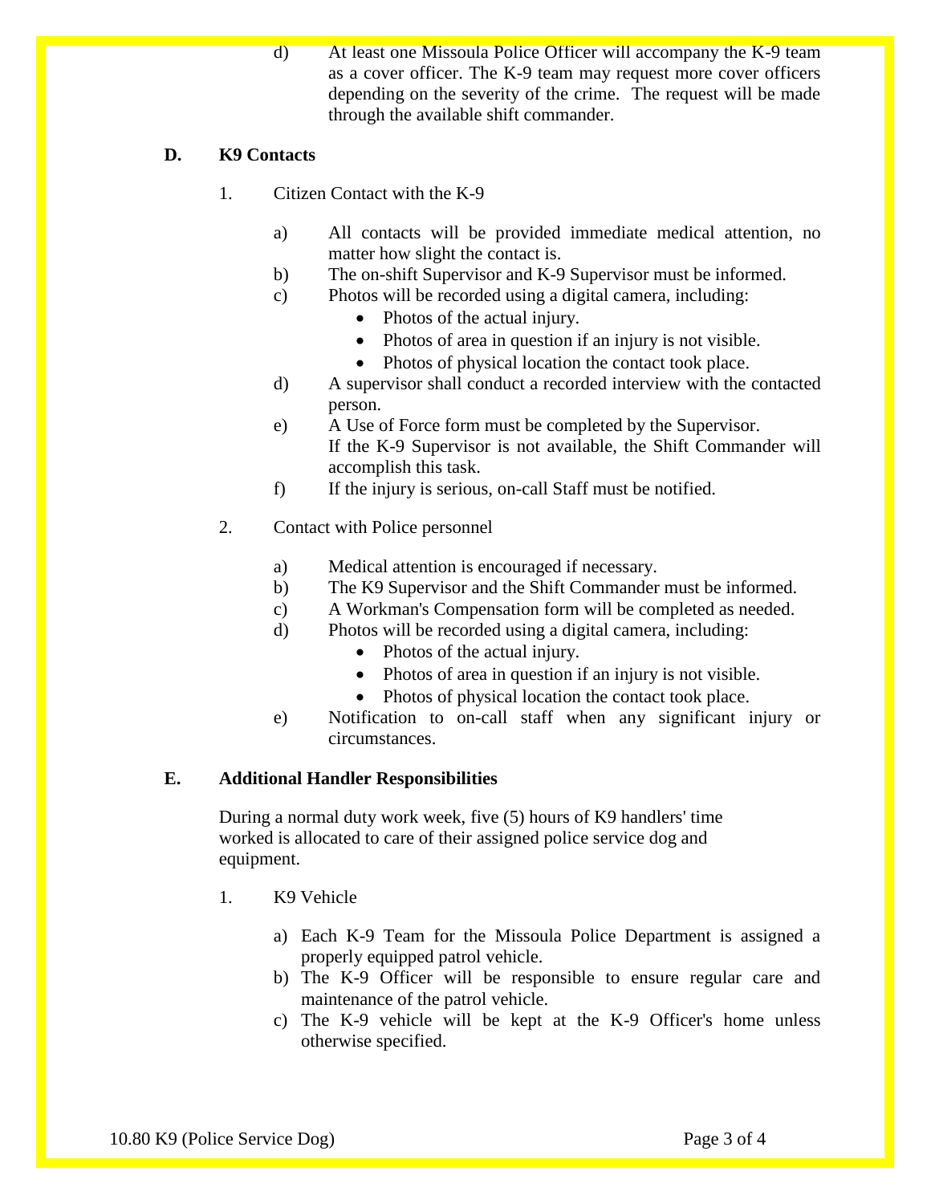d) At least one Missoula Police Officer will accompany the K-9 team as a cover officer. The K-9 team may request more cover officers depending on the severity of the crime. The request will be made through the available shift commander.

### D. K9 Contacts

1. Citizen Contact with the K-9

   a) All contacts will be provided immediate medical attention, no matter how slight the contact is.

   b) The on-shift Supervisor and K-9 Supervisor must be informed.

   c) Photos will be recorded using a digital camera, including:
      - Photos of the actual injury.
      - Photos of area in question if an injury is not visible.
      - Photos of physical location the contact took place.

   d) A supervisor shall conduct a recorded interview with the contacted person.

   e) A Use of Force form must be completed by the Supervisor. If the K-9 Supervisor is not available, the Shift Commander will accomplish this task.

   f) If the injury is serious, on-call Staff must be notified.

2. Contact with Police personnel

   a) Medical attention is encouraged if necessary.

   b) The K9 Supervisor and the Shift Commander must be informed.

   c) A Workman's Compensation form will be completed as needed.

   d) Photos will be recorded using a digital camera, including:
      - Photos of the actual injury.
      - Photos of area in question if an injury is not visible.
      - Photos of physical location the contact took place.

   e) Notification to on-call staff when any significant injury or circumstances.

### E. Additional Handler Responsibilities

During a normal duty work week, five (5) hours of K9 handlers' time worked is allocated to care of their assigned police service dog and equipment.

1. K9 Vehicle

   a) Each K-9 Team for the Missoula Police Department is assigned a properly equipped patrol vehicle.

   b) The K-9 Officer will be responsible to ensure regular care and maintenance of the patrol vehicle.

   c) The K-9 vehicle will be kept at the K-9 Officer's home unless otherwise specified.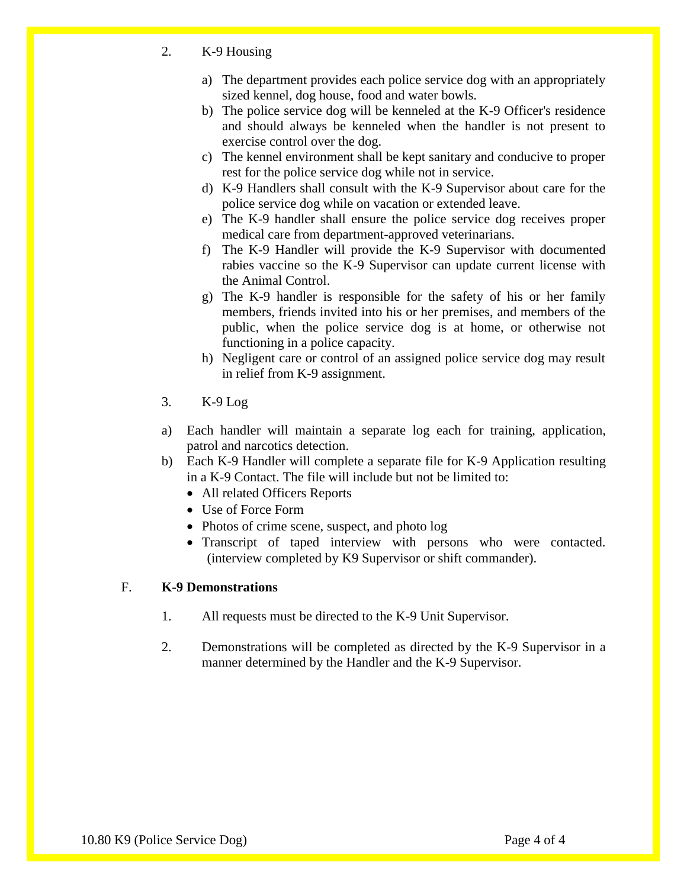2. K-9 Housing

   a) The department provides each police service dog with an appropriately sized kennel, dog house, food and water bowls.
   b) The police service dog will be kenneled at the K-9 Officer's residence and should always be kenneled when the handler is not present to exercise control over the dog.
   c) The kennel environment shall be kept sanitary and conducive to proper rest for the police service dog while not in service.
   d) K-9 Handlers shall consult with the K-9 Supervisor about care for the police service dog while on vacation or extended leave.
   e) The K-9 handler shall ensure the police service dog receives proper medical care from department-approved veterinarians.
   f) The K-9 Handler will provide the K-9 Supervisor with documented rabies vaccine so the K-9 Supervisor can update current license with the Animal Control.
   g) The K-9 handler is responsible for the safety of his or her family members, friends invited into his or her premises, and members of the public, when the police service dog is at home, or otherwise not functioning in a police capacity.
   h) Negligent care or control of an assigned police service dog may result in relief from K-9 assignment.

3. K-9 Log

a) Each handler will maintain a separate log each for training, application, patrol and narcotics detection.
b) Each K-9 Handler will complete a separate file for K-9 Application resulting in a K-9 Contact. The file will include but not be limited to:
   - All related Officers Reports
   - Use of Force Form
   - Photos of crime scene, suspect, and photo log
   - Transcript of taped interview with persons who were contacted. (interview completed by K9 Supervisor or shift commander).

F. **K-9 Demonstrations**

1. All requests must be directed to the K-9 Unit Supervisor.

2. Demonstrations will be completed as directed by the K-9 Supervisor in a manner determined by the Handler and the K-9 Supervisor.